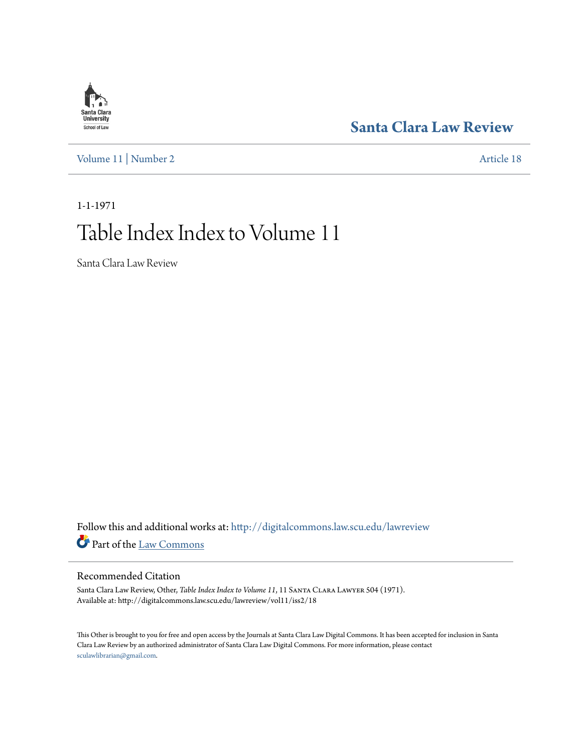Santa Clara University
School of Law

**Santa Clara Law Review**

Volume 11 | Number 2 Article 18

1-1-1971

# Table Index Index to Volume 11

Santa Clara Law Review

Follow this and additional works at: http://digitalcommons.law.scu.edu/lawreview

Part of the Law Commons

## Recommended Citation

Santa Clara Law Review, Other, *Table Index Index to Volume 11*, 11 Santa Clara Lawyer 504 (1971).
Available at: http://digitalcommons.law.scu.edu/lawreview/vol11/iss2/18

This Other is brought to you for free and open access by the Journals at Santa Clara Law Digital Commons. It has been accepted for inclusion in Santa Clara Law Review by an authorized administrator of Santa Clara Law Digital Commons. For more information, please contact sculawlibrarian@gmail.com.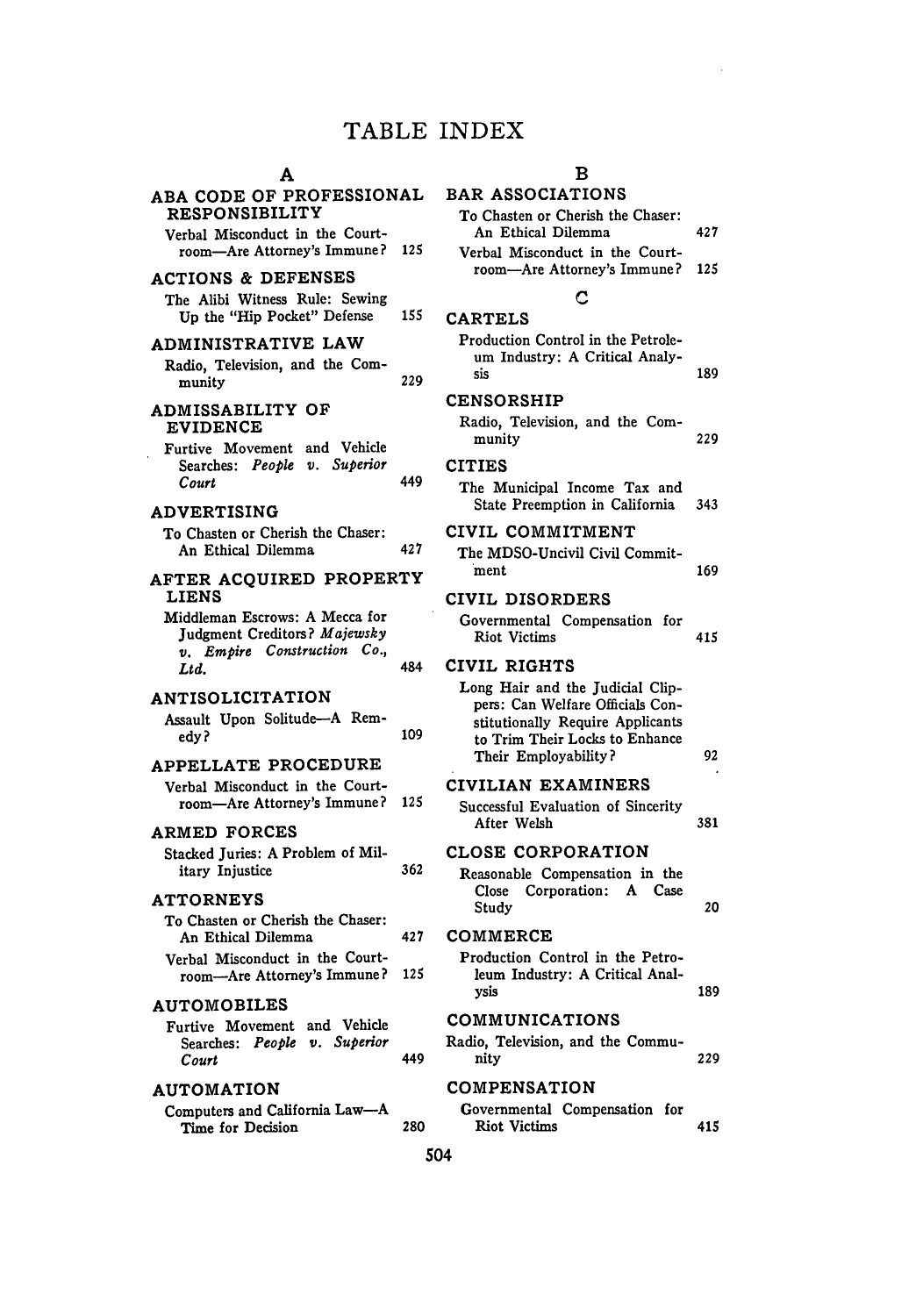# TABLE INDEX

## A

**ABA CODE OF PROFESSIONAL RESPONSIBILITY**
- Verbal Misconduct in the Courtroom—Are Attorney's Immune? 125

**ACTIONS & DEFENSES**
- The Alibi Witness Rule: Sewing Up the "Hip Pocket" Defense 155

**ADMINISTRATIVE LAW**
- Radio, Television, and the Community 229

**ADMISSABILITY OF EVIDENCE**
- Furtive Movement and Vehicle Searches: *People v. Superior Court* 449

**ADVERTISING**
- To Chasten or Cherish the Chaser: An Ethical Dilemma 427

**AFTER ACQUIRED PROPERTY LIENS**
- Middleman Escrows: A Mecca for Judgment Creditors? *Majewsky v. Empire Construction Co., Ltd.* 484

**ANTISOLICITATION**
- Assault Upon Solitude—A Remedy? 109

**APPELLATE PROCEDURE**
- Verbal Misconduct in the Courtroom—Are Attorney's Immune? 125

**ARMED FORCES**
- Stacked Juries: A Problem of Military Injustice 362

**ATTORNEYS**
- To Chasten or Cherish the Chaser: An Ethical Dilemma 427
- Verbal Misconduct in the Courtroom—Are Attorney's Immune? 125

**AUTOMOBILES**
- Furtive Movement and Vehicle Searches: *People v. Superior Court* 449

**AUTOMATION**
- Computers and California Law—A Time for Decision 280

## B

**BAR ASSOCIATIONS**
- To Chasten or Cherish the Chaser: An Ethical Dilemma 427
- Verbal Misconduct in the Courtroom—Are Attorney's Immune? 125

## C

**CARTELS**
- Production Control in the Petroleum Industry: A Critical Analysis 189

**CENSORSHIP**
- Radio, Television, and the Community 229

**CITIES**
- The Municipal Income Tax and State Preemption in California 343

**CIVIL COMMITMENT**
- The MDSO-Uncivil Civil Commitment 169

**CIVIL DISORDERS**
- Governmental Compensation for Riot Victims 415

**CIVIL RIGHTS**
- Long Hair and the Judicial Clippers: Can Welfare Officials Constitutionally Require Applicants to Trim Their Locks to Enhance Their Employability? 92

**CIVILIAN EXAMINERS**
- Successful Evaluation of Sincerity After Welsh 381

**CLOSE CORPORATION**
- Reasonable Compensation in the Close Corporation: A Case Study 20

**COMMERCE**
- Production Control in the Petroleum Industry: A Critical Analysis 189

**COMMUNICATIONS**
- Radio, Television, and the Community 229

**COMPENSATION**
- Governmental Compensation for Riot Victims 415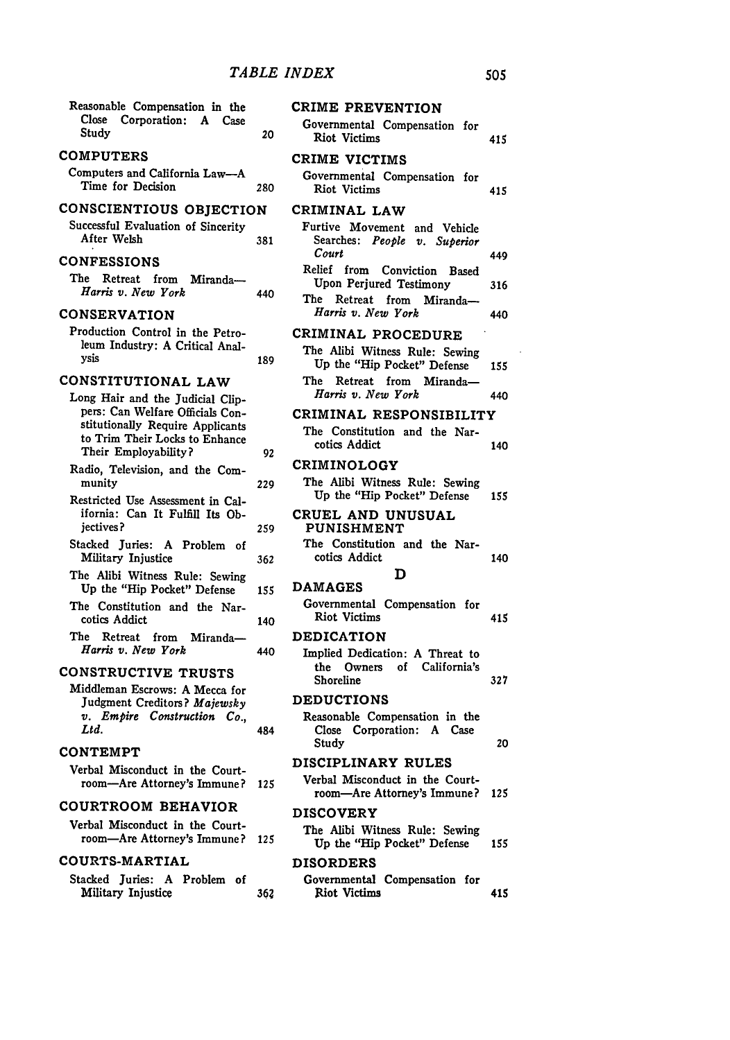Reasonable Compensation in the Close Corporation: A Case Study 20

## COMPUTERS

Computers and California Law—A Time for Decision 280

## CONSCIENTIOUS OBJECTION

Successful Evaluation of Sincerity After Welsh 381

## CONFESSIONS

The Retreat from Miranda—*Harris v. New York* 440

## CONSERVATION

Production Control in the Petroleum Industry: A Critical Analysis 189

## CONSTITUTIONAL LAW

Long Hair and the Judicial Clippers: Can Welfare Officials Constitutionally Require Applicants to Trim Their Locks to Enhance Their Employability? 92

Radio, Television, and the Community 229

Restricted Use Assessment in California: Can It Fulfill Its Objectives? 259

Stacked Juries: A Problem of Military Injustice 362

The Alibi Witness Rule: Sewing Up the "Hip Pocket" Defense 155

The Constitution and the Narcotics Addict 140

The Retreat from Miranda—*Harris v. New York* 440

## CONSTRUCTIVE TRUSTS

Middleman Escrows: A Mecca for Judgment Creditors? *Majewsky v. Empire Construction Co., Ltd.* 484

## CONTEMPT

Verbal Misconduct in the Courtroom—Are Attorney's Immune? 125

## COURTROOM BEHAVIOR

Verbal Misconduct in the Courtroom—Are Attorney's Immune? 125

## COURTS-MARTIAL

Stacked Juries: A Problem of Military Injustice 362

## CRIME PREVENTION

Governmental Compensation for Riot Victims 415

## CRIME VICTIMS

Governmental Compensation for Riot Victims 415

## CRIMINAL LAW

Furtive Movement and Vehicle Searches: *People v. Superior Court* 449

Relief from Conviction Based Upon Perjured Testimony 316

The Retreat from Miranda—*Harris v. New York* 440

## CRIMINAL PROCEDURE

The Alibi Witness Rule: Sewing Up the "Hip Pocket" Defense 155

The Retreat from Miranda—*Harris v. New York* 440

## CRIMINAL RESPONSIBILITY

The Constitution and the Narcotics Addict 140

## CRIMINOLOGY

The Alibi Witness Rule: Sewing Up the "Hip Pocket" Defense 155

## CRUEL AND UNUSUAL PUNISHMENT

The Constitution and the Narcotics Addict 140

# D

## DAMAGES

Governmental Compensation for Riot Victims 415

## DEDICATION

Implied Dedication: A Threat to the Owners of California's Shoreline 327

## DEDUCTIONS

Reasonable Compensation in the Close Corporation: A Case Study 20

## DISCIPLINARY RULES

Verbal Misconduct in the Courtroom—Are Attorney's Immune? 125

## DISCOVERY

The Alibi Witness Rule: Sewing Up the "Hip Pocket" Defense 155

## DISORDERS

Governmental Compensation for Riot Victims 415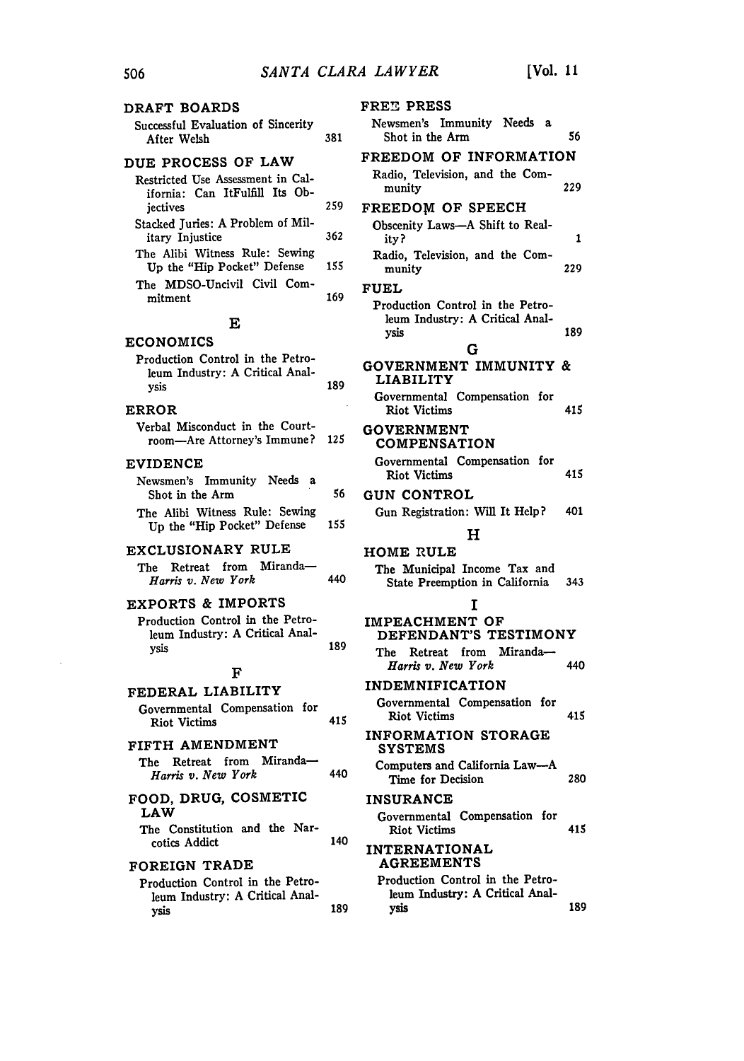DRAFT BOARDS

Successful Evaluation of Sincerity After Welsh 381

DUE PROCESS OF LAW

Restricted Use Assessment in California: Can ItFulfill Its Objectives 259

Stacked Juries: A Problem of Military Injustice 362

The Alibi Witness Rule: Sewing Up the "Hip Pocket" Defense 155

The MDSO-Uncivil Civil Commitment 169

## E

ECONOMICS

Production Control in the Petroleum Industry: A Critical Analysis 189

ERROR

Verbal Misconduct in the Courtroom—Are Attorney's Immune? 125

EVIDENCE

Newsmen's Immunity Needs a Shot in the Arm 56

The Alibi Witness Rule: Sewing Up the "Hip Pocket" Defense 155

EXCLUSIONARY RULE

The Retreat from Miranda—*Harris v. New York* 440

EXPORTS & IMPORTS

Production Control in the Petroleum Industry: A Critical Analysis 189

## F

FEDERAL LIABILITY

Governmental Compensation for Riot Victims 415

FIFTH AMENDMENT

The Retreat from Miranda—*Harris v. New York* 440

FOOD, DRUG, COSMETIC LAW

The Constitution and the Narcotics Addict 140

FOREIGN TRADE

Production Control in the Petroleum Industry: A Critical Analysis 189

FREE PRESS

Newsmen's Immunity Needs a Shot in the Arm 56

FREEDOM OF INFORMATION

Radio, Television, and the Community 229

FREEDOM OF SPEECH

Obscenity Laws—A Shift to Reality? 1

Radio, Television, and the Community 229

FUEL

Production Control in the Petroleum Industry: A Critical Analysis 189

## G

GOVERNMENT IMMUNITY & LIABILITY

Governmental Compensation for Riot Victims 415

GOVERNMENT COMPENSATION

Governmental Compensation for Riot Victims 415

GUN CONTROL

Gun Registration: Will It Help? 401

## H

HOME RULE

The Municipal Income Tax and State Preemption in California 343

## I

IMPEACHMENT OF DEFENDANT'S TESTIMONY

The Retreat from Miranda—*Harris v. New York* 440

INDEMNIFICATION

Governmental Compensation for Riot Victims 415

INFORMATION STORAGE SYSTEMS

Computers and California Law—A Time for Decision 280

INSURANCE

Governmental Compensation for Riot Victims 415

INTERNATIONAL AGREEMENTS

Production Control in the Petroleum Industry: A Critical Analysis 189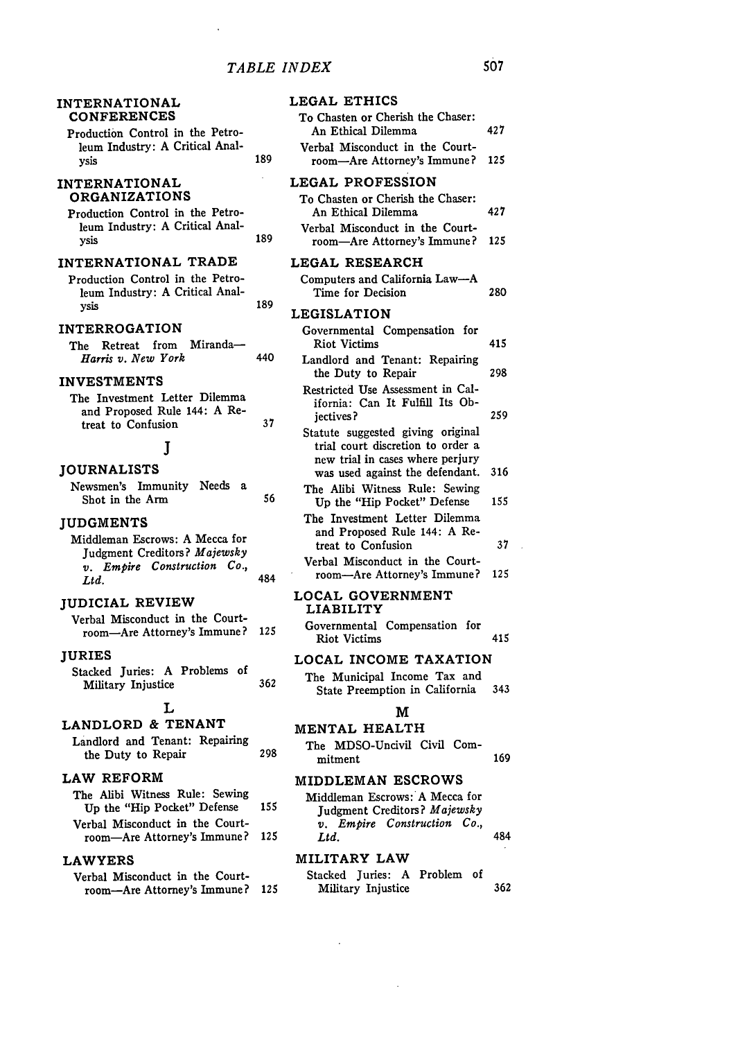**INTERNATIONAL CONFERENCES**
Production Control in the Petroleum Industry: A Critical Analysis 189

**INTERNATIONAL ORGANIZATIONS**
Production Control in the Petroleum Industry: A Critical Analysis 189

**INTERNATIONAL TRADE**
Production Control in the Petroleum Industry: A Critical Analysis 189

**INTERROGATION**
The Retreat from Miranda—*Harris v. New York* 440

**INVESTMENTS**
The Investment Letter Dilemma and Proposed Rule 144: A Retreat to Confusion 37

## J

**JOURNALISTS**
Newsmen's Immunity Needs a Shot in the Arm 56

**JUDGMENTS**
Middleman Escrows: A Mecca for Judgment Creditors? *Majewsky v. Empire Construction Co., Ltd.* 484

**JUDICIAL REVIEW**
Verbal Misconduct in the Courtroom—Are Attorney's Immune? 125

**JURIES**
Stacked Juries: A Problems of Military Injustice 362

## L

**LANDLORD & TENANT**
Landlord and Tenant: Repairing the Duty to Repair 298

**LAW REFORM**
The Alibi Witness Rule: Sewing Up the "Hip Pocket" Defense 155
Verbal Misconduct in the Courtroom—Are Attorney's Immune? 125

**LAWYERS**
Verbal Misconduct in the Courtroom—Are Attorney's Immune? 125

**LEGAL ETHICS**
To Chasten or Cherish the Chaser: An Ethical Dilemma 427
Verbal Misconduct in the Courtroom—Are Attorney's Immune? 125

**LEGAL PROFESSION**
To Chasten or Cherish the Chaser: An Ethical Dilemma 427
Verbal Misconduct in the Courtroom—Are Attorney's Immune? 125

**LEGAL RESEARCH**
Computers and California Law—A Time for Decision 280

**LEGISLATION**
Governmental Compensation for Riot Victims 415
Landlord and Tenant: Repairing the Duty to Repair 298
Restricted Use Assessment in California: Can It Fulfill Its Objectives? 259
Statute suggested giving original trial court discretion to order a new trial in cases where perjury was used against the defendant. 316
The Alibi Witness Rule: Sewing Up the "Hip Pocket" Defense 155
The Investment Letter Dilemma and Proposed Rule 144: A Retreat to Confusion 37
Verbal Misconduct in the Courtroom—Are Attorney's Immune? 125

**LOCAL GOVERNMENT LIABILITY**
Governmental Compensation for Riot Victims 415

**LOCAL INCOME TAXATION**
The Municipal Income Tax and State Preemption in California 343

## M

**MENTAL HEALTH**
The MDSO-Uncivil Civil Commitment 169

**MIDDLEMAN ESCROWS**
Middleman Escrows: A Mecca for Judgment Creditors? *Majewsky v. Empire Construction Co., Ltd.* 484

**MILITARY LAW**
Stacked Juries: A Problem of Military Injustice 362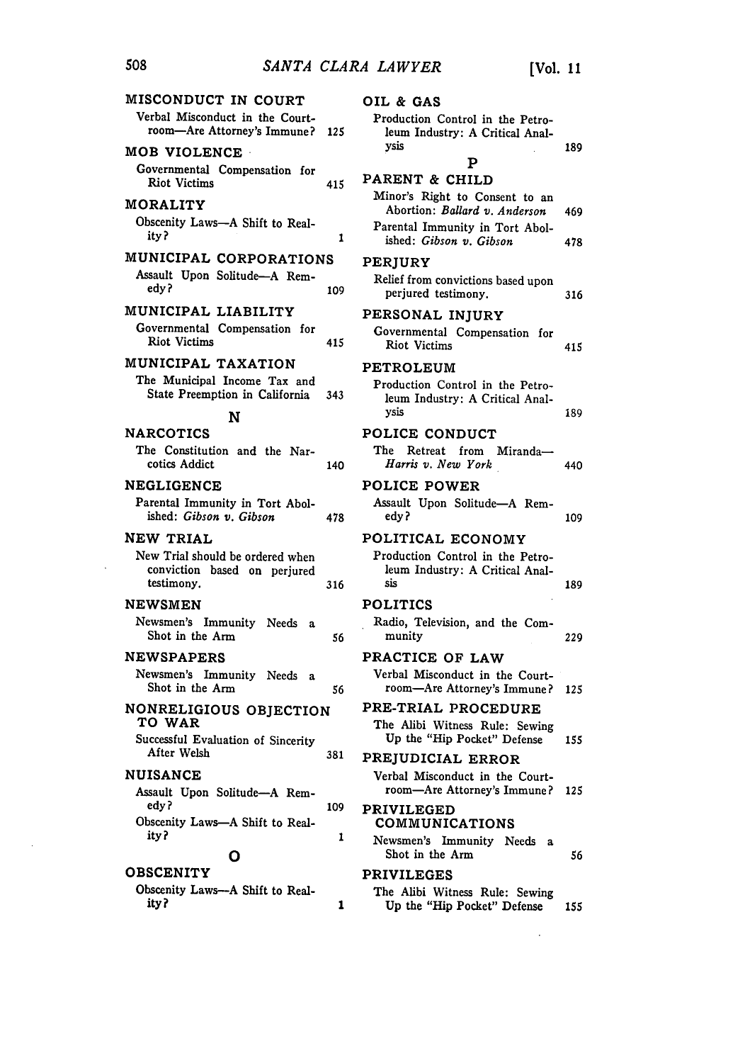MISCONDUCT IN COURT
Verbal Misconduct in the Courtroom—Are Attorney's Immune? 125

MOB VIOLENCE
Governmental Compensation for Riot Victims 415

MORALITY
Obscenity Laws—A Shift to Reality? 1

MUNICIPAL CORPORATIONS
Assault Upon Solitude—A Remedy? 109

MUNICIPAL LIABILITY
Governmental Compensation for Riot Victims 415

MUNICIPAL TAXATION
The Municipal Income Tax and State Preemption in California 343

## N

NARCOTICS
The Constitution and the Narcotics Addict 140

NEGLIGENCE
Parental Immunity in Tort Abolished: *Gibson v. Gibson* 478

NEW TRIAL
New Trial should be ordered when conviction based on perjured testimony. 316

NEWSMEN
Newsmen's Immunity Needs a Shot in the Arm 56

NEWSPAPERS
Newsmen's Immunity Needs a Shot in the Arm 56

NONRELIGIOUS OBJECTION TO WAR
Successful Evaluation of Sincerity After Welsh 381

NUISANCE
Assault Upon Solitude—A Remedy? 109
Obscenity Laws—A Shift to Reality? 1

## O

OBSCENITY
Obscenity Laws—A Shift to Reality? 1

OIL & GAS
Production Control in the Petroleum Industry: A Critical Analysis 189

## P

PARENT & CHILD
Minor's Right to Consent to an Abortion: *Ballard v. Anderson* 469
Parental Immunity in Tort Abolished: *Gibson v. Gibson* 478

PERJURY
Relief from convictions based upon perjured testimony. 316

PERSONAL INJURY
Governmental Compensation for Riot Victims 415

PETROLEUM
Production Control in the Petroleum Industry: A Critical Analysis 189

POLICE CONDUCT
The Retreat from Miranda—*Harris v. New York* 440

POLICE POWER
Assault Upon Solitude—A Remedy? 109

POLITICAL ECONOMY
Production Control in the Petroleum Industry: A Critical Analsis 189

POLITICS
Radio, Television, and the Community 229

PRACTICE OF LAW
Verbal Misconduct in the Courtroom—Are Attorney's Immune? 125

PRE-TRIAL PROCEDURE
The Alibi Witness Rule: Sewing Up the "Hip Pocket" Defense 155

PREJUDICIAL ERROR
Verbal Misconduct in the Courtroom—Are Attorney's Immune? 125

PRIVILEGED COMMUNICATIONS
Newsmen's Immunity Needs a Shot in the Arm 56

PRIVILEGES
The Alibi Witness Rule: Sewing Up the "Hip Pocket" Defense 155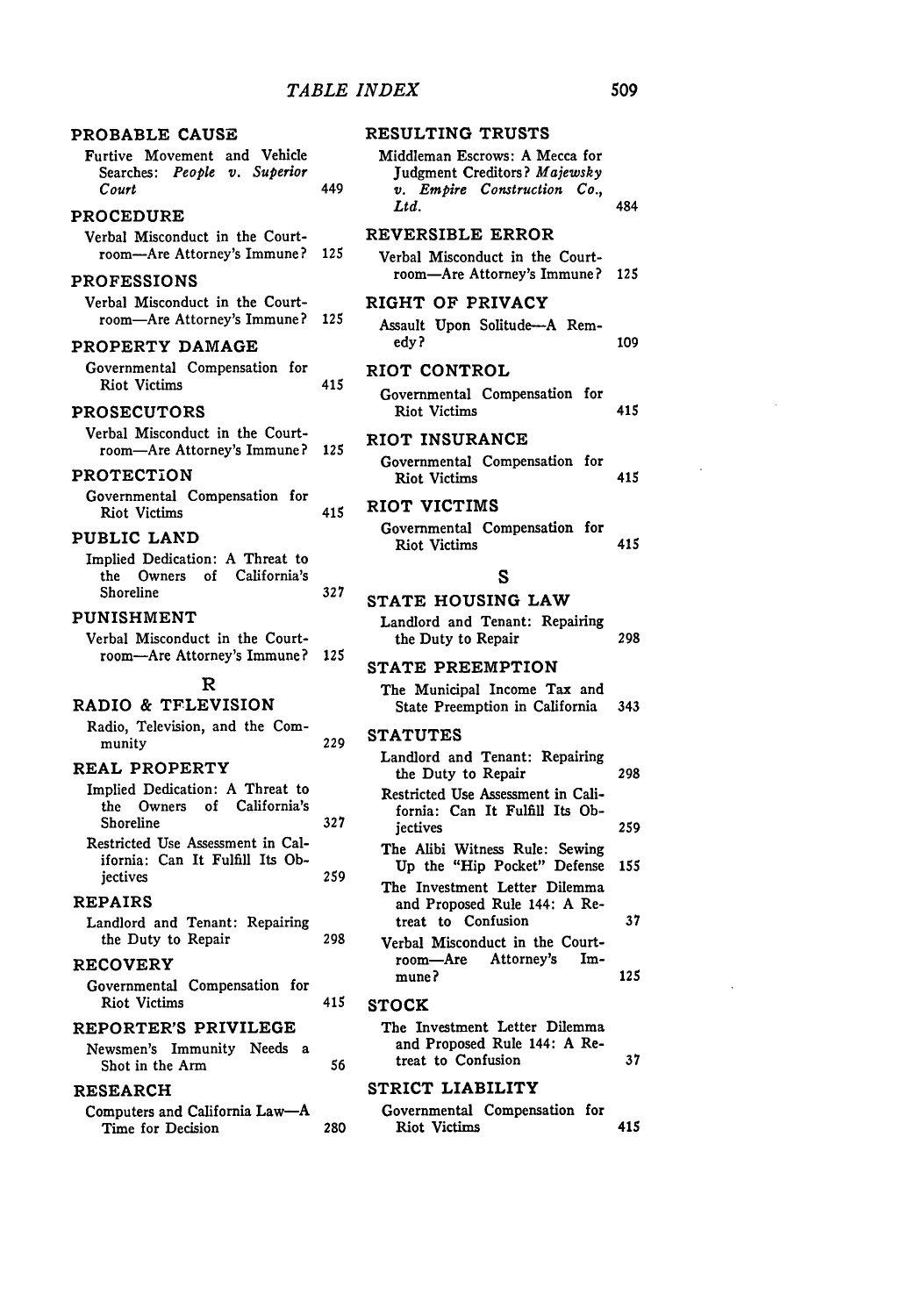PROBABLE CAUSE

Furtive Movement and Vehicle Searches: *People v. Superior Court* 449

PROCEDURE

Verbal Misconduct in the Courtroom—Are Attorney's Immune? 125

PROFESSIONS

Verbal Misconduct in the Courtroom—Are Attorney's Immune? 125

PROPERTY DAMAGE

Governmental Compensation for Riot Victims 415

PROSECUTORS

Verbal Misconduct in the Courtroom—Are Attorney's Immune? 125

PROTECTION

Governmental Compensation for Riot Victims 415

PUBLIC LAND

Implied Dedication: A Threat to the Owners of California's Shoreline 327

PUNISHMENT

Verbal Misconduct in the Courtroom—Are Attorney's Immune? 125

## R

RADIO & TELEVISION

Radio, Television, and the Community 229

REAL PROPERTY

Implied Dedication: A Threat to the Owners of California's Shoreline 327

Restricted Use Assessment in California: Can It Fulfill Its Objectives 259

REPAIRS

Landlord and Tenant: Repairing the Duty to Repair 298

RECOVERY

Governmental Compensation for Riot Victims 415

REPORTER'S PRIVILEGE

Newsmen's Immunity Needs a Shot in the Arm 56

RESEARCH

Computers and California Law—A Time for Decision 280

RESULTING TRUSTS

Middleman Escrows: A Mecca for Judgment Creditors? *Majewsky v. Empire Construction Co., Ltd.* 484

REVERSIBLE ERROR

Verbal Misconduct in the Courtroom—Are Attorney's Immune? 125

RIGHT OF PRIVACY

Assault Upon Solitude—A Remedy? 109

RIOT CONTROL

Governmental Compensation for Riot Victims 415

RIOT INSURANCE

Governmental Compensation for Riot Victims 415

RIOT VICTIMS

Governmental Compensation for Riot Victims 415

## S

STATE HOUSING LAW

Landlord and Tenant: Repairing the Duty to Repair 298

STATE PREEMPTION

The Municipal Income Tax and State Preemption in California 343

STATUTES

Landlord and Tenant: Repairing the Duty to Repair 298

Restricted Use Assessment in California: Can It Fulfill Its Objectives 259

The Alibi Witness Rule: Sewing Up the "Hip Pocket" Defense 155

The Investment Letter Dilemma and Proposed Rule 144: A Retreat to Confusion 37

Verbal Misconduct in the Courtroom—Are Attorney's Immune? 125

STOCK

The Investment Letter Dilemma and Proposed Rule 144: A Retreat to Confusion 37

STRICT LIABILITY

Governmental Compensation for Riot Victims 415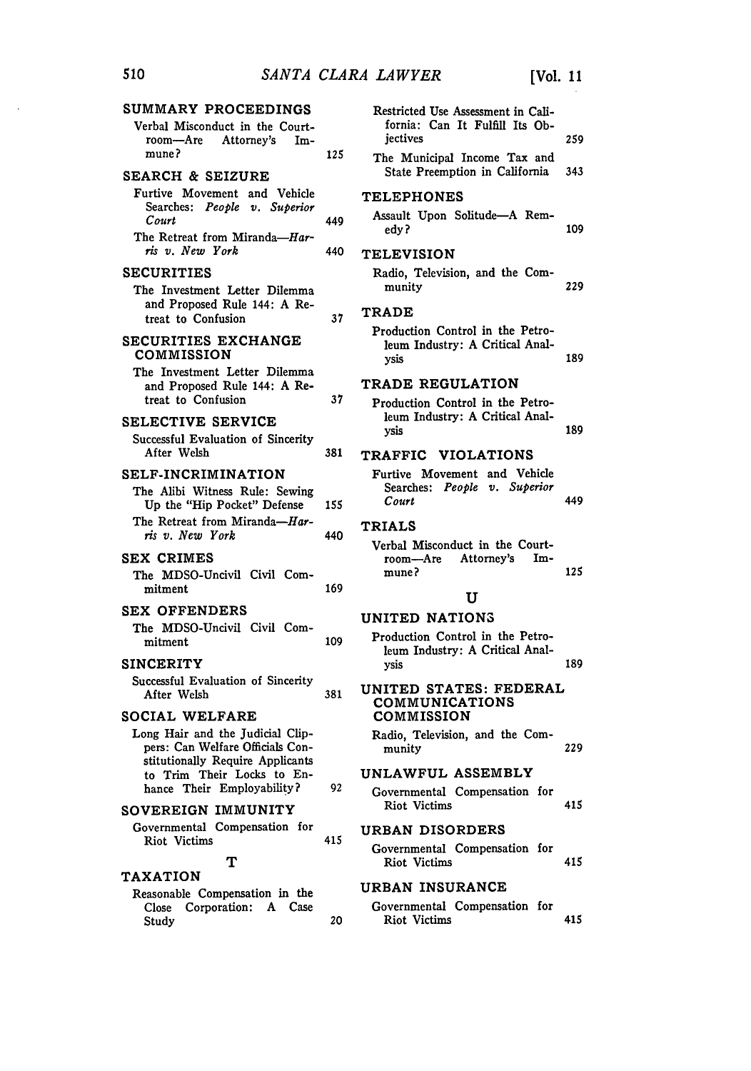SUMMARY PROCEEDINGS

Verbal Misconduct in the Courtroom—Are Attorney's Immune? 125

SEARCH & SEIZURE

Furtive Movement and Vehicle Searches: *People v. Superior Court* 449

The Retreat from Miranda—*Harris v. New York* 440

SECURITIES

The Investment Letter Dilemma and Proposed Rule 144: A Retreat to Confusion 37

SECURITIES EXCHANGE COMMISSION

The Investment Letter Dilemma and Proposed Rule 144: A Retreat to Confusion 37

SELECTIVE SERVICE

Successful Evaluation of Sincerity After Welsh 381

SELF-INCRIMINATION

The Alibi Witness Rule: Sewing Up the "Hip Pocket" Defense 155

The Retreat from Miranda—*Harris v. New York* 440

SEX CRIMES

The MDSO-Uncivil Civil Commitment 169

SEX OFFENDERS

The MDSO-Uncivil Civil Commitment 109

SINCERITY

Successful Evaluation of Sincerity After Welsh 381

SOCIAL WELFARE

Long Hair and the Judicial Clippers: Can Welfare Officials Constitutionally Require Applicants to Trim Their Locks to Enhance Their Employability? 92

SOVEREIGN IMMUNITY

Governmental Compensation for Riot Victims 415

## T

TAXATION

Reasonable Compensation in the Close Corporation: A Case Study 20

Restricted Use Assessment in California: Can It Fulfill Its Objectives 259

The Municipal Income Tax and State Preemption in California 343

TELEPHONES

Assault Upon Solitude—A Remedy? 109

TELEVISION

Radio, Television, and the Community 229

TRADE

Production Control in the Petroleum Industry: A Critical Analysis 189

TRADE REGULATION

Production Control in the Petroleum Industry: A Critical Analysis 189

TRAFFIC VIOLATIONS

Furtive Movement and Vehicle Searches: *People v. Superior Court* 449

TRIALS

Verbal Misconduct in the Courtroom—Are Attorney's Immune? 125

## U

UNITED NATIONS

Production Control in the Petroleum Industry: A Critical Analysis 189

UNITED STATES: FEDERAL COMMUNICATIONS COMMISSION

Radio, Television, and the Community 229

UNLAWFUL ASSEMBLY

Governmental Compensation for Riot Victims 415

URBAN DISORDERS

Governmental Compensation for Riot Victims 415

URBAN INSURANCE

Governmental Compensation for Riot Victims 415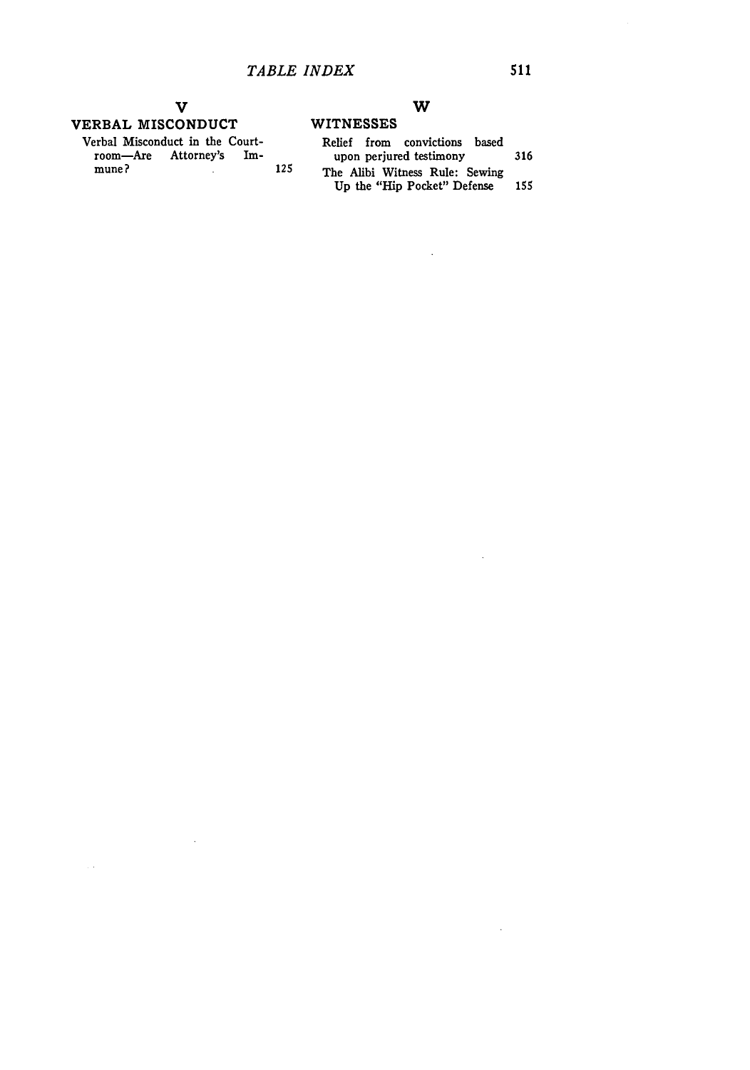## V

### VERBAL MISCONDUCT

Verbal Misconduct in the Courtroom—Are Attorney's Immune? 125

## W

### WITNESSES

Relief from convictions based upon perjured testimony 316

The Alibi Witness Rule: Sewing Up the "Hip Pocket" Defense 155